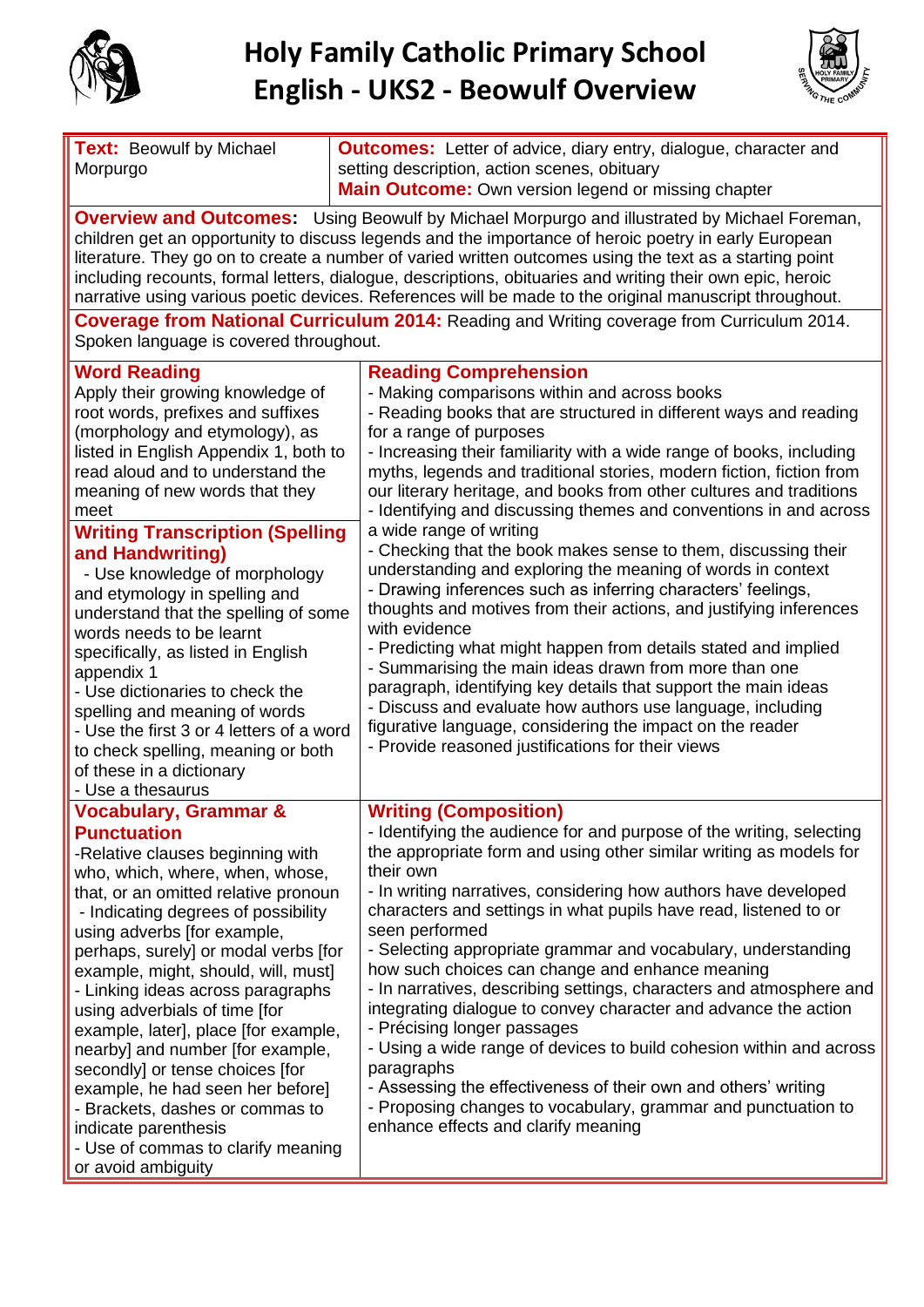# Holy Family Catholic Primary School
# English - UKS2 - Beowulf Overview

**Text:** Beowulf by Michael Morpurgo

**Outcomes:** Letter of advice, diary entry, dialogue, character and setting description, action scenes, obituary

**Main Outcome:** Own version legend or missing chapter

**Overview and Outcomes:** Using Beowulf by Michael Morpurgo and illustrated by Michael Foreman, children get an opportunity to discuss legends and the importance of heroic poetry in early European literature. They go on to create a number of varied written outcomes using the text as a starting point including recounts, formal letters, dialogue, descriptions, obituaries and writing their own epic, heroic narrative using various poetic devices. References will be made to the original manuscript throughout.

**Coverage from National Curriculum 2014:** Reading and Writing coverage from Curriculum 2014. Spoken language is covered throughout.

## Word Reading

Apply their growing knowledge of root words, prefixes and suffixes (morphology and etymology), as listed in English Appendix 1, both to read aloud and to understand the meaning of new words that they meet

## Writing Transcription (Spelling and Handwriting)

- Use knowledge of morphology and etymology in spelling and understand that the spelling of some words needs to be learnt specifically, as listed in English appendix 1
- Use dictionaries to check the spelling and meaning of words
- Use the first 3 or 4 letters of a word to check spelling, meaning or both of these in a dictionary
- Use a thesaurus

## Reading Comprehension

- Making comparisons within and across books
- Reading books that are structured in different ways and reading for a range of purposes
- Increasing their familiarity with a wide range of books, including myths, legends and traditional stories, modern fiction, fiction from our literary heritage, and books from other cultures and traditions
- Identifying and discussing themes and conventions in and across a wide range of writing
- Checking that the book makes sense to them, discussing their understanding and exploring the meaning of words in context
- Drawing inferences such as inferring characters' feelings, thoughts and motives from their actions, and justifying inferences with evidence
- Predicting what might happen from details stated and implied
- Summarising the main ideas drawn from more than one paragraph, identifying key details that support the main ideas
- Discuss and evaluate how authors use language, including figurative language, considering the impact on the reader
- Provide reasoned justifications for their views

## Vocabulary, Grammar & Punctuation

- Relative clauses beginning with who, which, where, when, whose, that, or an omitted relative pronoun
- Indicating degrees of possibility using adverbs [for example, perhaps, surely] or modal verbs [for example, might, should, will, must]
- Linking ideas across paragraphs using adverbials of time [for example, later], place [for example, nearby] and number [for example, secondly] or tense choices [for example, he had seen her before]
- Brackets, dashes or commas to indicate parenthesis
- Use of commas to clarify meaning or avoid ambiguity

## Writing (Composition)

- Identifying the audience for and purpose of the writing, selecting the appropriate form and using other similar writing as models for their own
- In writing narratives, considering how authors have developed characters and settings in what pupils have read, listened to or seen performed
- Selecting appropriate grammar and vocabulary, understanding how such choices can change and enhance meaning
- In narratives, describing settings, characters and atmosphere and integrating dialogue to convey character and advance the action
- Précising longer passages
- Using a wide range of devices to build cohesion within and across paragraphs
- Assessing the effectiveness of their own and others' writing
- Proposing changes to vocabulary, grammar and punctuation to enhance effects and clarify meaning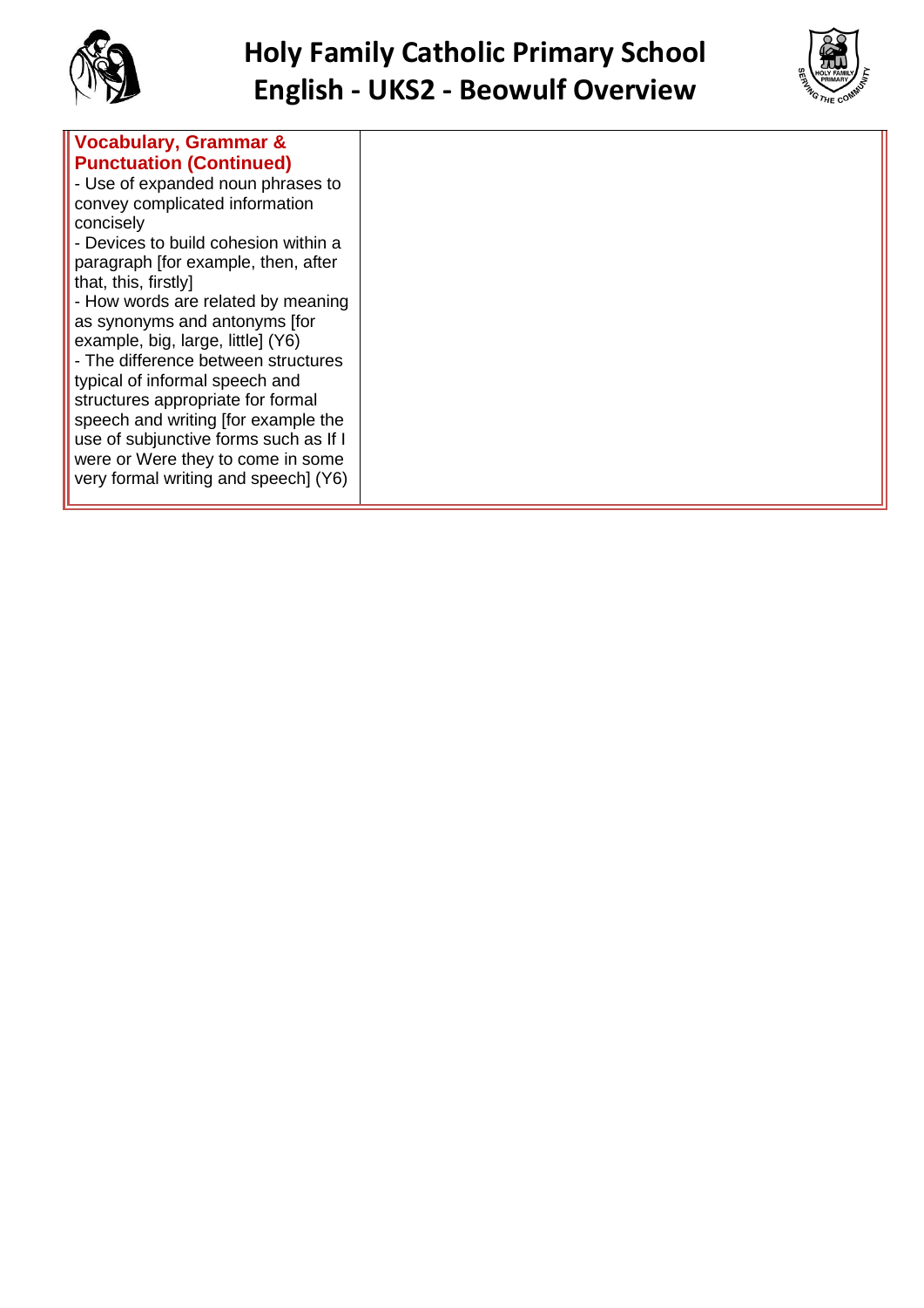# Holy Family Catholic Primary School
# English - UKS2 - Beowulf Overview

| | |
|---|---|
| **Vocabulary, Grammar & Punctuation (Continued)**<br>- Use of expanded noun phrases to convey complicated information concisely<br>- Devices to build cohesion within a paragraph [for example, then, after that, this, firstly]<br>- How words are related by meaning as synonyms and antonyms [for example, big, large, little] (Y6)<br>- The difference between structures typical of informal speech and structures appropriate for formal speech and writing [for example the use of subjunctive forms such as If I were or Were they to come in some very formal writing and speech] (Y6) | |